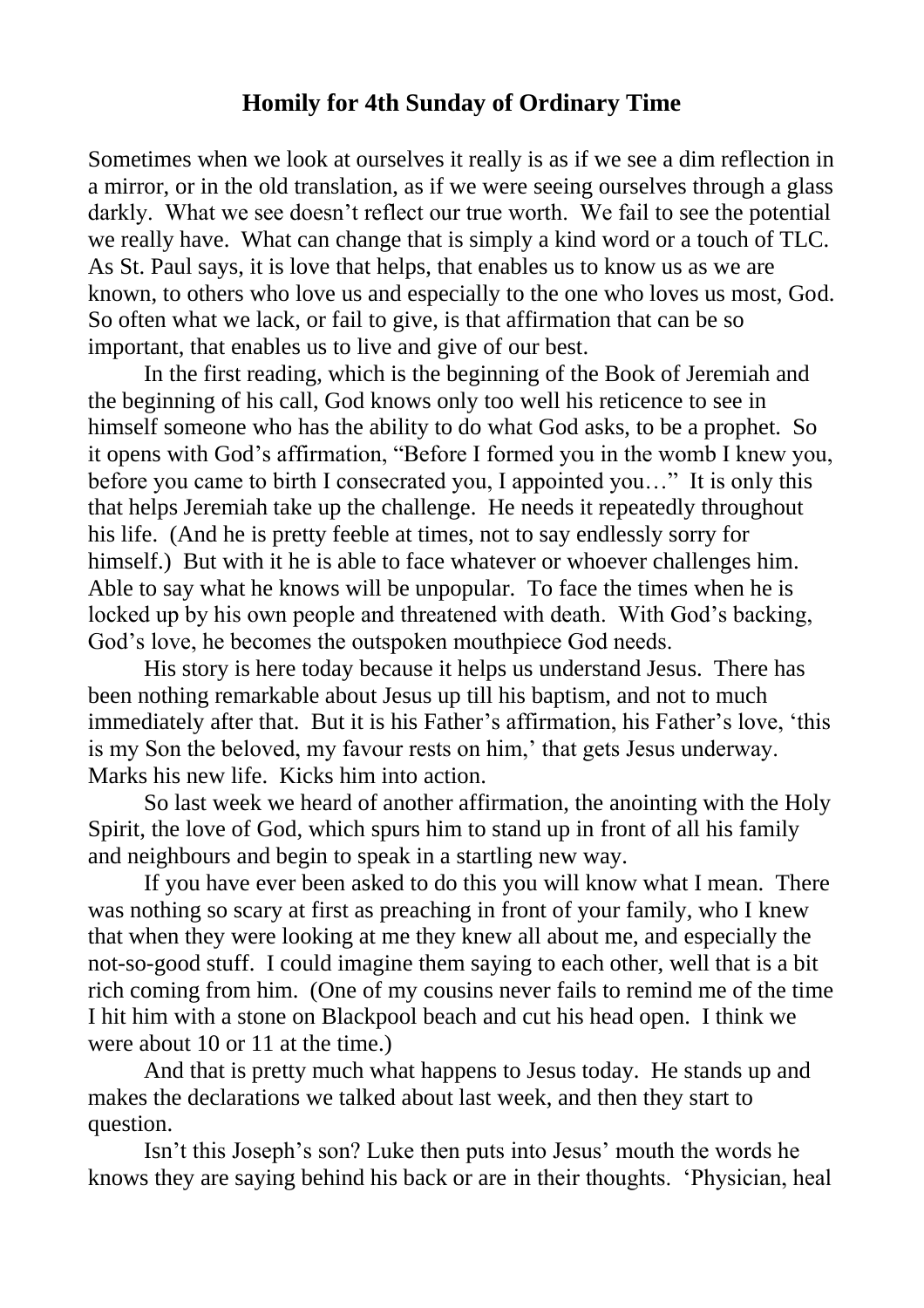## Homily for 4th Sunday of Ordinary Time

Sometimes when we look at ourselves it really is as if we see a dim reflection in a mirror, or in the old translation, as if we were seeing ourselves through a glass darkly. What we see doesn't reflect our true worth. We fail to see the potential we really have. What can change that is simply a kind word or a touch of TLC. As St. Paul says, it is love that helps, that enables us to know us as we are known, to others who love us and especially to the one who loves us most, God. So often what we lack, or fail to give, is that affirmation that can be so important, that enables us to live and give of our best.

In the first reading, which is the beginning of the Book of Jeremiah and the beginning of his call, God knows only too well his reticence to see in himself someone who has the ability to do what God asks, to be a prophet. So it opens with God's affirmation, "Before I formed you in the womb I knew you, before you came to birth I consecrated you, I appointed you…" It is only this that helps Jeremiah take up the challenge. He needs it repeatedly throughout his life. (And he is pretty feeble at times, not to say endlessly sorry for himself.) But with it he is able to face whatever or whoever challenges him. Able to say what he knows will be unpopular. To face the times when he is locked up by his own people and threatened with death. With God's backing, God's love, he becomes the outspoken mouthpiece God needs.

His story is here today because it helps us understand Jesus. There has been nothing remarkable about Jesus up till his baptism, and not to much immediately after that. But it is his Father's affirmation, his Father's love, 'this is my Son the beloved, my favour rests on him,' that gets Jesus underway. Marks his new life. Kicks him into action.

So last week we heard of another affirmation, the anointing with the Holy Spirit, the love of God, which spurs him to stand up in front of all his family and neighbours and begin to speak in a startling new way.

If you have ever been asked to do this you will know what I mean. There was nothing so scary at first as preaching in front of your family, who I knew that when they were looking at me they knew all about me, and especially the not-so-good stuff. I could imagine them saying to each other, well that is a bit rich coming from him. (One of my cousins never fails to remind me of the time I hit him with a stone on Blackpool beach and cut his head open. I think we were about 10 or 11 at the time.)

And that is pretty much what happens to Jesus today. He stands up and makes the declarations we talked about last week, and then they start to question.

Isn't this Joseph's son? Luke then puts into Jesus' mouth the words he knows they are saying behind his back or are in their thoughts. 'Physician, heal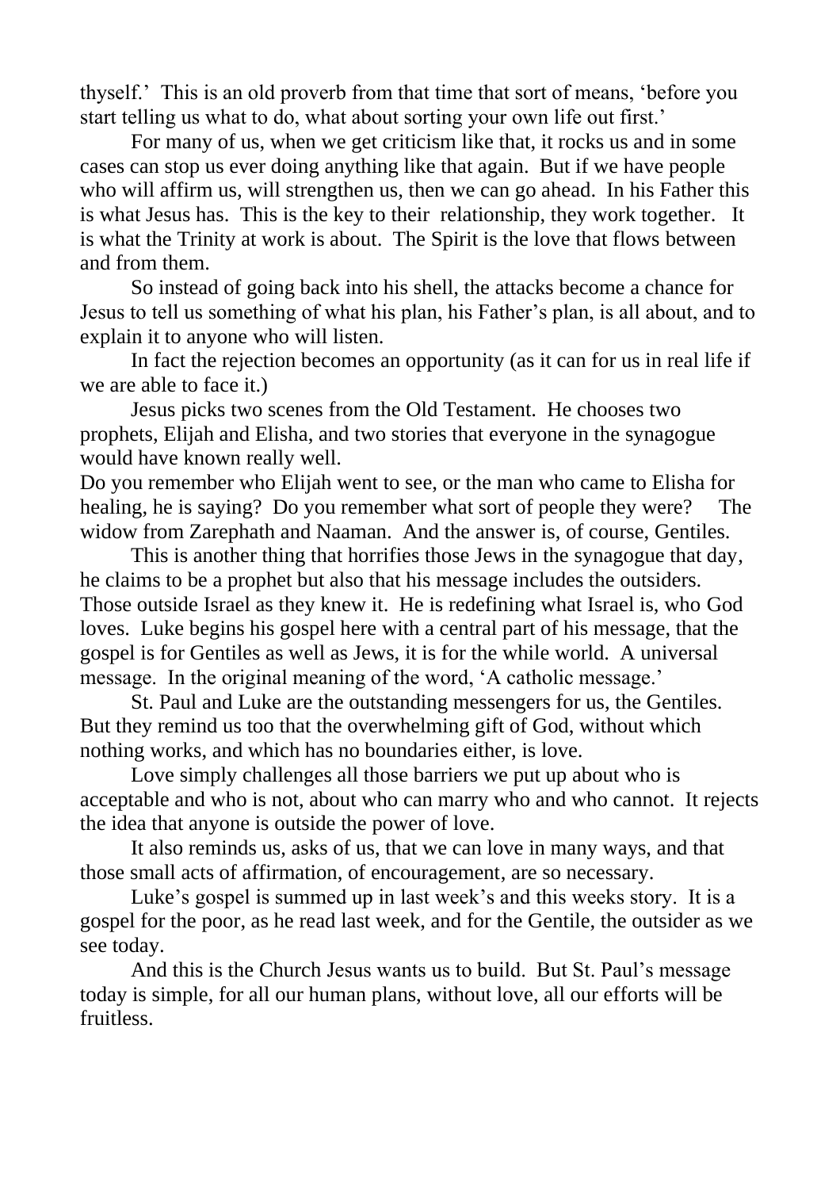thyself.' This is an old proverb from that time that sort of means, 'before you start telling us what to do, what about sorting your own life out first.'

For many of us, when we get criticism like that, it rocks us and in some cases can stop us ever doing anything like that again. But if we have people who will affirm us, will strengthen us, then we can go ahead. In his Father this is what Jesus has. This is the key to their relationship, they work together. It is what the Trinity at work is about. The Spirit is the love that flows between and from them.

So instead of going back into his shell, the attacks become a chance for Jesus to tell us something of what his plan, his Father's plan, is all about, and to explain it to anyone who will listen.

In fact the rejection becomes an opportunity (as it can for us in real life if we are able to face it.)

Jesus picks two scenes from the Old Testament. He chooses two prophets, Elijah and Elisha, and two stories that everyone in the synagogue would have known really well.

Do you remember who Elijah went to see, or the man who came to Elisha for healing, he is saying? Do you remember what sort of people they were? The widow from Zarephath and Naaman. And the answer is, of course, Gentiles.

This is another thing that horrifies those Jews in the synagogue that day, he claims to be a prophet but also that his message includes the outsiders. Those outside Israel as they knew it. He is redefining what Israel is, who God loves. Luke begins his gospel here with a central part of his message, that the gospel is for Gentiles as well as Jews, it is for the while world. A universal message. In the original meaning of the word, 'A catholic message.'

St. Paul and Luke are the outstanding messengers for us, the Gentiles. But they remind us too that the overwhelming gift of God, without which nothing works, and which has no boundaries either, is love.

Love simply challenges all those barriers we put up about who is acceptable and who is not, about who can marry who and who cannot. It rejects the idea that anyone is outside the power of love.

It also reminds us, asks of us, that we can love in many ways, and that those small acts of affirmation, of encouragement, are so necessary.

Luke's gospel is summed up in last week's and this weeks story. It is a gospel for the poor, as he read last week, and for the Gentile, the outsider as we see today.

And this is the Church Jesus wants us to build. But St. Paul's message today is simple, for all our human plans, without love, all our efforts will be fruitless.